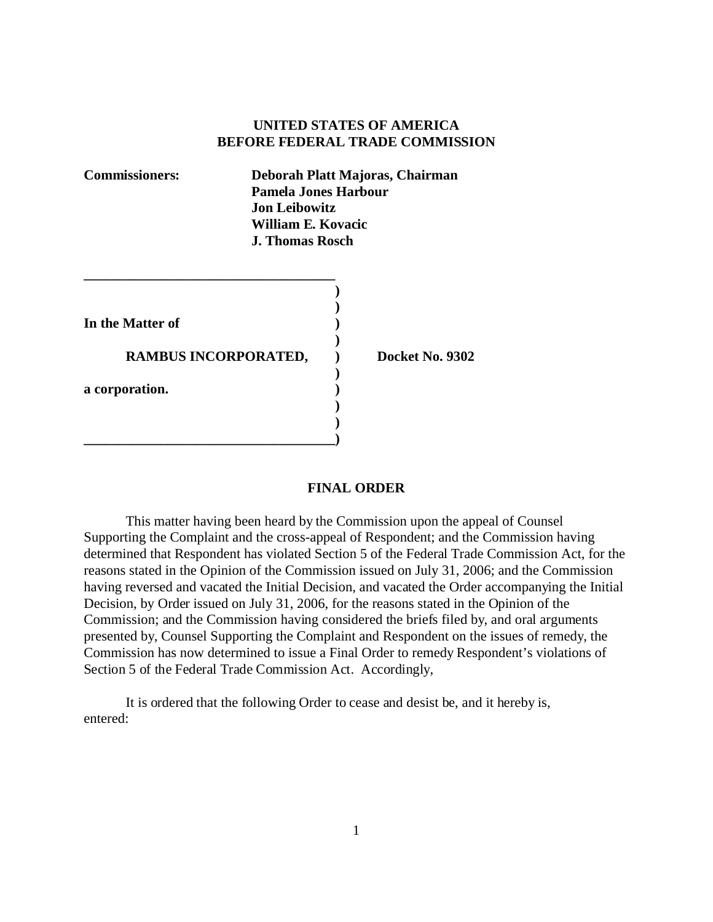**UNITED STATES OF AMERICA**
**BEFORE FEDERAL TRADE COMMISSION**

**Commissioners:** **Deborah Platt Majoras, Chairman**
**Pamela Jones Harbour**
**Jon Leibowitz**
**William E. Kovacic**
**J. Thomas Rosch**

**In the Matter of**

**RAMBUS INCORPORATED,** **Docket No. 9302**

**a corporation.**

## FINAL ORDER

This matter having been heard by the Commission upon the appeal of Counsel Supporting the Complaint and the cross-appeal of Respondent; and the Commission having determined that Respondent has violated Section 5 of the Federal Trade Commission Act, for the reasons stated in the Opinion of the Commission issued on July 31, 2006; and the Commission having reversed and vacated the Initial Decision, and vacated the Order accompanying the Initial Decision, by Order issued on July 31, 2006, for the reasons stated in the Opinion of the Commission; and the Commission having considered the briefs filed by, and oral arguments presented by, Counsel Supporting the Complaint and Respondent on the issues of remedy, the Commission has now determined to issue a Final Order to remedy Respondent's violations of Section 5 of the Federal Trade Commission Act. Accordingly,

It is ordered that the following Order to cease and desist be, and it hereby is, entered: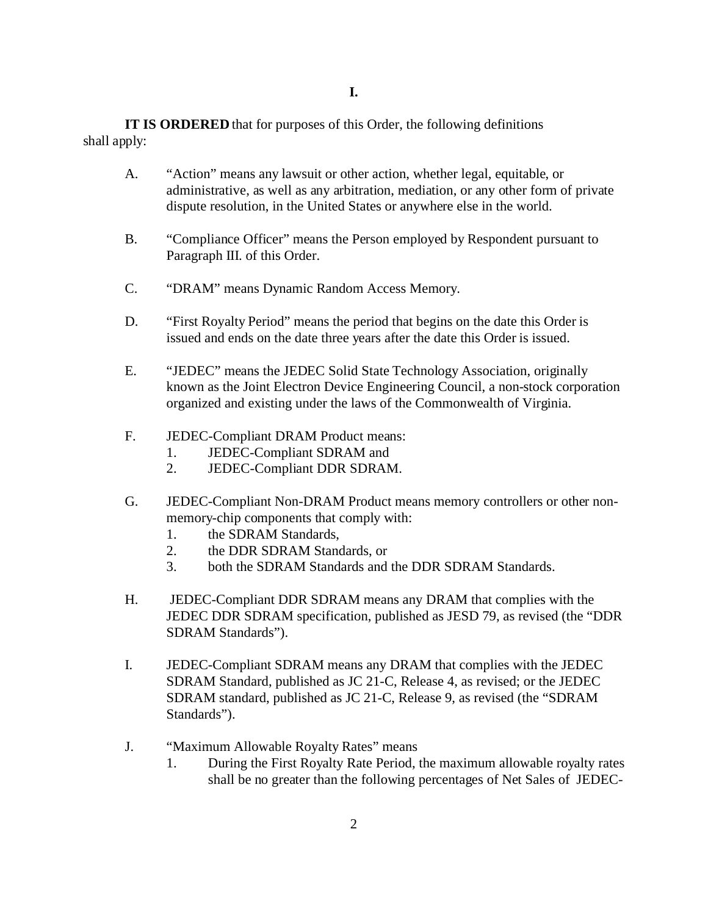**I.**

**IT IS ORDERED** that for purposes of this Order, the following definitions shall apply:

A. "Action" means any lawsuit or other action, whether legal, equitable, or administrative, as well as any arbitration, mediation, or any other form of private dispute resolution, in the United States or anywhere else in the world.

B. "Compliance Officer" means the Person employed by Respondent pursuant to Paragraph III. of this Order.

C. "DRAM" means Dynamic Random Access Memory.

D. "First Royalty Period" means the period that begins on the date this Order is issued and ends on the date three years after the date this Order is issued.

E. "JEDEC" means the JEDEC Solid State Technology Association, originally known as the Joint Electron Device Engineering Council, a non-stock corporation organized and existing under the laws of the Commonwealth of Virginia.

F. JEDEC-Compliant DRAM Product means:
   1. JEDEC-Compliant SDRAM and
   2. JEDEC-Compliant DDR SDRAM.

G. JEDEC-Compliant Non-DRAM Product means memory controllers or other non-memory-chip components that comply with:
   1. the SDRAM Standards,
   2. the DDR SDRAM Standards, or
   3. both the SDRAM Standards and the DDR SDRAM Standards.

H. JEDEC-Compliant DDR SDRAM means any DRAM that complies with the JEDEC DDR SDRAM specification, published as JESD 79, as revised (the "DDR SDRAM Standards").

I. JEDEC-Compliant SDRAM means any DRAM that complies with the JEDEC SDRAM Standard, published as JC 21-C, Release 4, as revised; or the JEDEC SDRAM standard, published as JC 21-C, Release 9, as revised (the "SDRAM Standards").

J. "Maximum Allowable Royalty Rates" means
   1. During the First Royalty Rate Period, the maximum allowable royalty rates shall be no greater than the following percentages of Net Sales of JEDEC-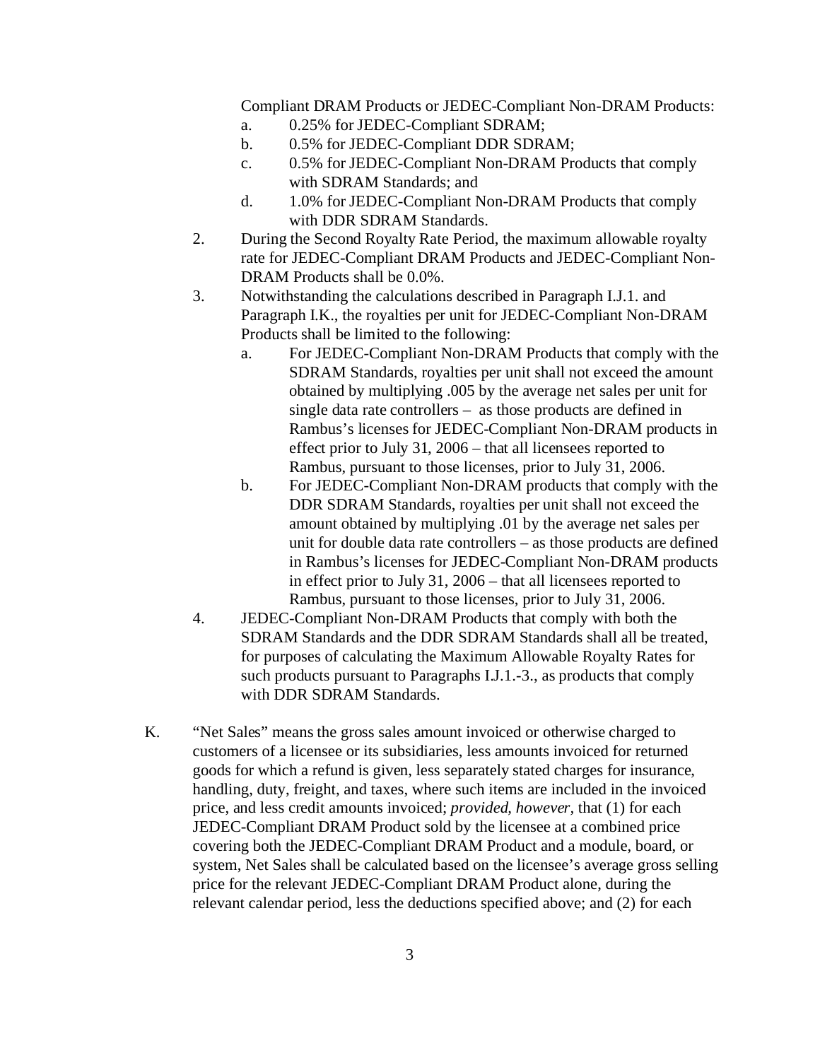Compliant DRAM Products or JEDEC-Compliant Non-DRAM Products:

   a. 0.25% for JEDEC-Compliant SDRAM;
   b. 0.5% for JEDEC-Compliant DDR SDRAM;
   c. 0.5% for JEDEC-Compliant Non-DRAM Products that comply with SDRAM Standards; and
   d. 1.0% for JEDEC-Compliant Non-DRAM Products that comply with DDR SDRAM Standards.

2. During the Second Royalty Rate Period, the maximum allowable royalty rate for JEDEC-Compliant DRAM Products and JEDEC-Compliant Non-DRAM Products shall be 0.0%.

3. Notwithstanding the calculations described in Paragraph I.J.1. and Paragraph I.K., the royalties per unit for JEDEC-Compliant Non-DRAM Products shall be limited to the following:

   a. For JEDEC-Compliant Non-DRAM Products that comply with the SDRAM Standards, royalties per unit shall not exceed the amount obtained by multiplying .005 by the average net sales per unit for single data rate controllers – as those products are defined in Rambus's licenses for JEDEC-Compliant Non-DRAM products in effect prior to July 31, 2006 – that all licensees reported to Rambus, pursuant to those licenses, prior to July 31, 2006.
   b. For JEDEC-Compliant Non-DRAM products that comply with the DDR SDRAM Standards, royalties per unit shall not exceed the amount obtained by multiplying .01 by the average net sales per unit for double data rate controllers – as those products are defined in Rambus's licenses for JEDEC-Compliant Non-DRAM products in effect prior to July 31, 2006 – that all licensees reported to Rambus, pursuant to those licenses, prior to July 31, 2006.

4. JEDEC-Compliant Non-DRAM Products that comply with both the SDRAM Standards and the DDR SDRAM Standards shall all be treated, for purposes of calculating the Maximum Allowable Royalty Rates for such products pursuant to Paragraphs I.J.1.-3., as products that comply with DDR SDRAM Standards.

K. "Net Sales" means the gross sales amount invoiced or otherwise charged to customers of a licensee or its subsidiaries, less amounts invoiced for returned goods for which a refund is given, less separately stated charges for insurance, handling, duty, freight, and taxes, where such items are included in the invoiced price, and less credit amounts invoiced; *provided, however*, that (1) for each JEDEC-Compliant DRAM Product sold by the licensee at a combined price covering both the JEDEC-Compliant DRAM Product and a module, board, or system, Net Sales shall be calculated based on the licensee's average gross selling price for the relevant JEDEC-Compliant DRAM Product alone, during the relevant calendar period, less the deductions specified above; and (2) for each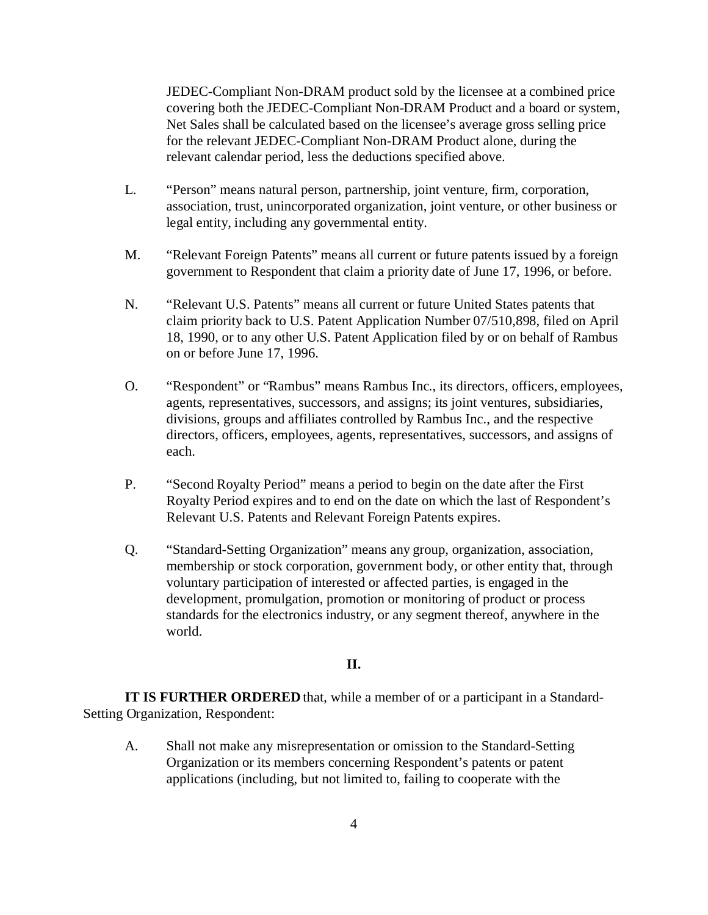JEDEC-Compliant Non-DRAM product sold by the licensee at a combined price covering both the JEDEC-Compliant Non-DRAM Product and a board or system, Net Sales shall be calculated based on the licensee's average gross selling price for the relevant JEDEC-Compliant Non-DRAM Product alone, during the relevant calendar period, less the deductions specified above.

L. "Person" means natural person, partnership, joint venture, firm, corporation, association, trust, unincorporated organization, joint venture, or other business or legal entity, including any governmental entity.

M. "Relevant Foreign Patents" means all current or future patents issued by a foreign government to Respondent that claim a priority date of June 17, 1996, or before.

N. "Relevant U.S. Patents" means all current or future United States patents that claim priority back to U.S. Patent Application Number 07/510,898, filed on April 18, 1990, or to any other U.S. Patent Application filed by or on behalf of Rambus on or before June 17, 1996.

O. "Respondent" or "Rambus" means Rambus Inc., its directors, officers, employees, agents, representatives, successors, and assigns; its joint ventures, subsidiaries, divisions, groups and affiliates controlled by Rambus Inc., and the respective directors, officers, employees, agents, representatives, successors, and assigns of each.

P. "Second Royalty Period" means a period to begin on the date after the First Royalty Period expires and to end on the date on which the last of Respondent's Relevant U.S. Patents and Relevant Foreign Patents expires.

Q. "Standard-Setting Organization" means any group, organization, association, membership or stock corporation, government body, or other entity that, through voluntary participation of interested or affected parties, is engaged in the development, promulgation, promotion or monitoring of product or process standards for the electronics industry, or any segment thereof, anywhere in the world.

## II.

**IT IS FURTHER ORDERED** that, while a member of or a participant in a Standard-Setting Organization, Respondent:

A. Shall not make any misrepresentation or omission to the Standard-Setting Organization or its members concerning Respondent's patents or patent applications (including, but not limited to, failing to cooperate with the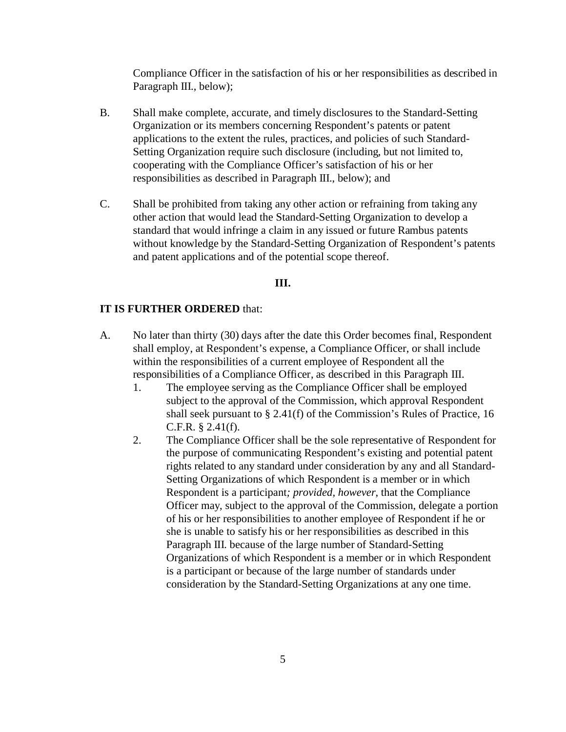Compliance Officer in the satisfaction of his or her responsibilities as described in Paragraph III., below);

B. Shall make complete, accurate, and timely disclosures to the Standard-Setting Organization or its members concerning Respondent's patents or patent applications to the extent the rules, practices, and policies of such Standard-Setting Organization require such disclosure (including, but not limited to, cooperating with the Compliance Officer's satisfaction of his or her responsibilities as described in Paragraph III., below); and

C. Shall be prohibited from taking any other action or refraining from taking any other action that would lead the Standard-Setting Organization to develop a standard that would infringe a claim in any issued or future Rambus patents without knowledge by the Standard-Setting Organization of Respondent's patents and patent applications and of the potential scope thereof.

**III.**

**IT IS FURTHER ORDERED** that:

A. No later than thirty (30) days after the date this Order becomes final, Respondent shall employ, at Respondent's expense, a Compliance Officer, or shall include within the responsibilities of a current employee of Respondent all the responsibilities of a Compliance Officer, as described in this Paragraph III.

1. The employee serving as the Compliance Officer shall be employed subject to the approval of the Commission, which approval Respondent shall seek pursuant to § 2.41(f) of the Commission's Rules of Practice, 16 C.F.R. § 2.41(f).
2. The Compliance Officer shall be the sole representative of Respondent for the purpose of communicating Respondent's existing and potential patent rights related to any standard under consideration by any and all Standard-Setting Organizations of which Respondent is a member or in which Respondent is a participant*; provided, however*, that the Compliance Officer may, subject to the approval of the Commission, delegate a portion of his or her responsibilities to another employee of Respondent if he or she is unable to satisfy his or her responsibilities as described in this Paragraph III. because of the large number of Standard-Setting Organizations of which Respondent is a member or in which Respondent is a participant or because of the large number of standards under consideration by the Standard-Setting Organizations at any one time.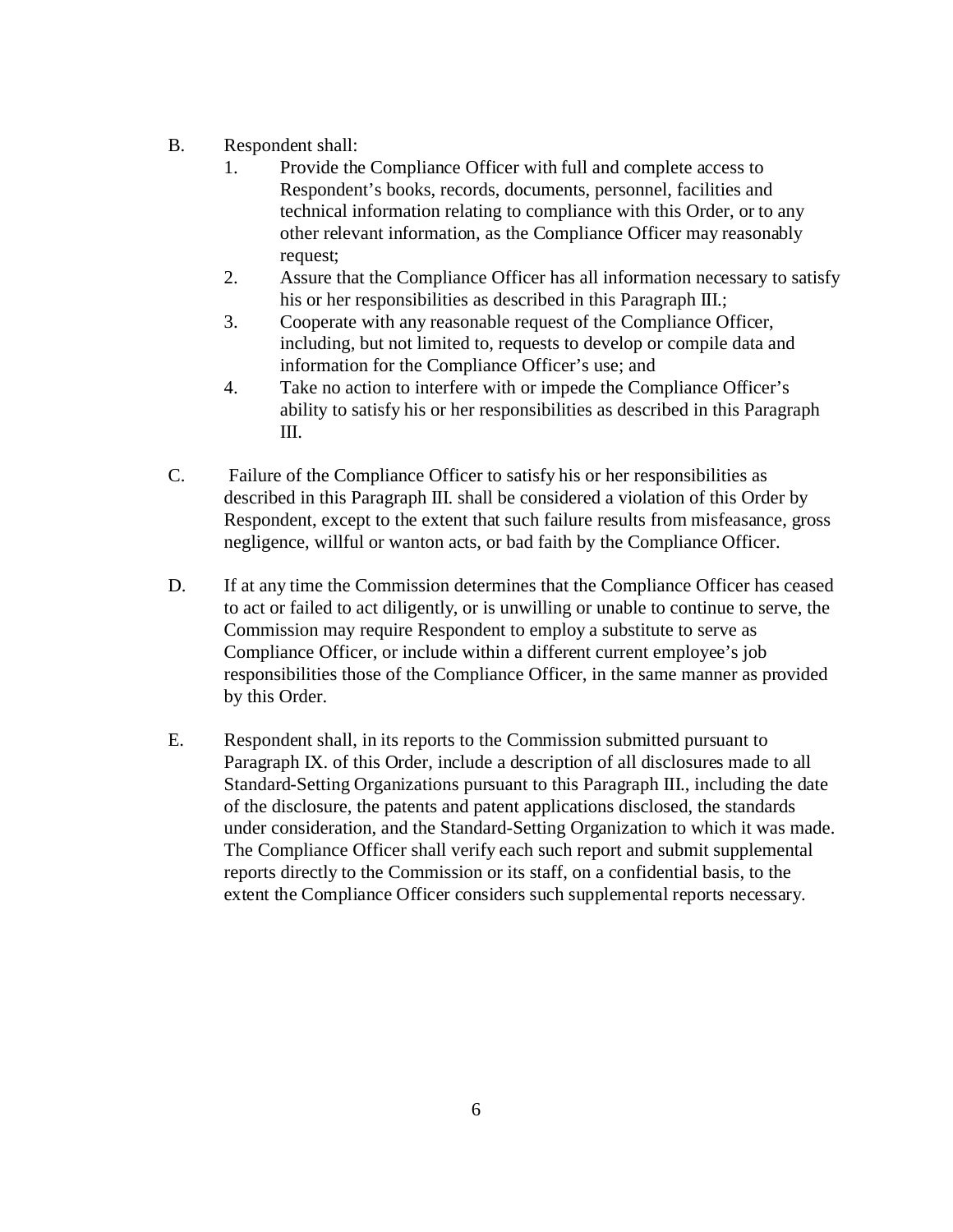B. Respondent shall:

1. Provide the Compliance Officer with full and complete access to Respondent's books, records, documents, personnel, facilities and technical information relating to compliance with this Order, or to any other relevant information, as the Compliance Officer may reasonably request;
2. Assure that the Compliance Officer has all information necessary to satisfy his or her responsibilities as described in this Paragraph III.;
3. Cooperate with any reasonable request of the Compliance Officer, including, but not limited to, requests to develop or compile data and information for the Compliance Officer's use; and
4. Take no action to interfere with or impede the Compliance Officer's ability to satisfy his or her responsibilities as described in this Paragraph III.

C. Failure of the Compliance Officer to satisfy his or her responsibilities as described in this Paragraph III. shall be considered a violation of this Order by Respondent, except to the extent that such failure results from misfeasance, gross negligence, willful or wanton acts, or bad faith by the Compliance Officer.

D. If at any time the Commission determines that the Compliance Officer has ceased to act or failed to act diligently, or is unwilling or unable to continue to serve, the Commission may require Respondent to employ a substitute to serve as Compliance Officer, or include within a different current employee's job responsibilities those of the Compliance Officer, in the same manner as provided by this Order.

E. Respondent shall, in its reports to the Commission submitted pursuant to Paragraph IX. of this Order, include a description of all disclosures made to all Standard-Setting Organizations pursuant to this Paragraph III., including the date of the disclosure, the patents and patent applications disclosed, the standards under consideration, and the Standard-Setting Organization to which it was made. The Compliance Officer shall verify each such report and submit supplemental reports directly to the Commission or its staff, on a confidential basis, to the extent the Compliance Officer considers such supplemental reports necessary.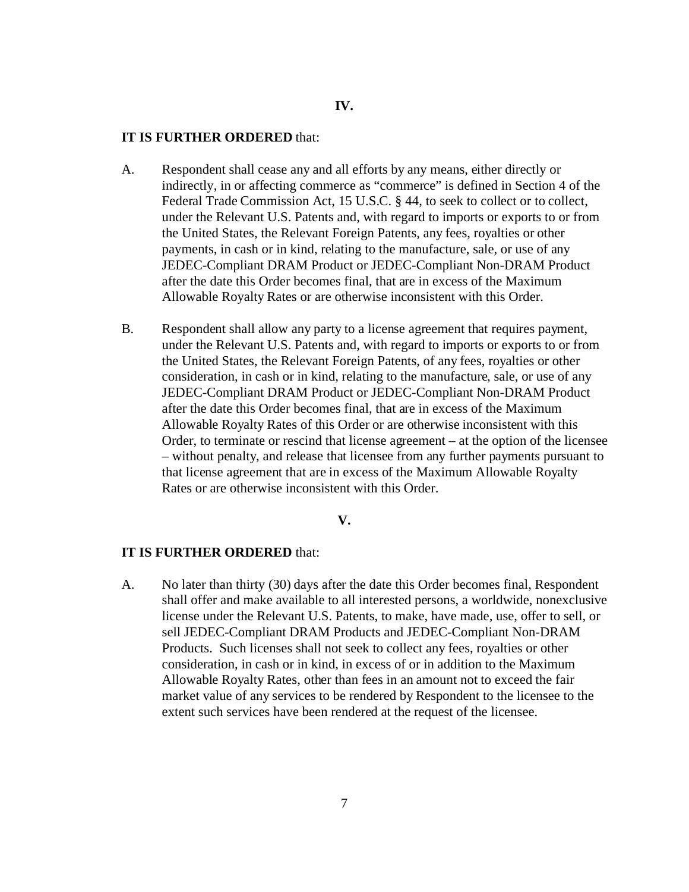## IV.

**IT IS FURTHER ORDERED** that:

A. Respondent shall cease any and all efforts by any means, either directly or indirectly, in or affecting commerce as "commerce" is defined in Section 4 of the Federal Trade Commission Act, 15 U.S.C. § 44, to seek to collect or to collect, under the Relevant U.S. Patents and, with regard to imports or exports to or from the United States, the Relevant Foreign Patents, any fees, royalties or other payments, in cash or in kind, relating to the manufacture, sale, or use of any JEDEC-Compliant DRAM Product or JEDEC-Compliant Non-DRAM Product after the date this Order becomes final, that are in excess of the Maximum Allowable Royalty Rates or are otherwise inconsistent with this Order.

B. Respondent shall allow any party to a license agreement that requires payment, under the Relevant U.S. Patents and, with regard to imports or exports to or from the United States, the Relevant Foreign Patents, of any fees, royalties or other consideration, in cash or in kind, relating to the manufacture, sale, or use of any JEDEC-Compliant DRAM Product or JEDEC-Compliant Non-DRAM Product after the date this Order becomes final, that are in excess of the Maximum Allowable Royalty Rates of this Order or are otherwise inconsistent with this Order, to terminate or rescind that license agreement – at the option of the licensee – without penalty, and release that licensee from any further payments pursuant to that license agreement that are in excess of the Maximum Allowable Royalty Rates or are otherwise inconsistent with this Order.

## V.

**IT IS FURTHER ORDERED** that:

A. No later than thirty (30) days after the date this Order becomes final, Respondent shall offer and make available to all interested persons, a worldwide, nonexclusive license under the Relevant U.S. Patents, to make, have made, use, offer to sell, or sell JEDEC-Compliant DRAM Products and JEDEC-Compliant Non-DRAM Products. Such licenses shall not seek to collect any fees, royalties or other consideration, in cash or in kind, in excess of or in addition to the Maximum Allowable Royalty Rates, other than fees in an amount not to exceed the fair market value of any services to be rendered by Respondent to the licensee to the extent such services have been rendered at the request of the licensee.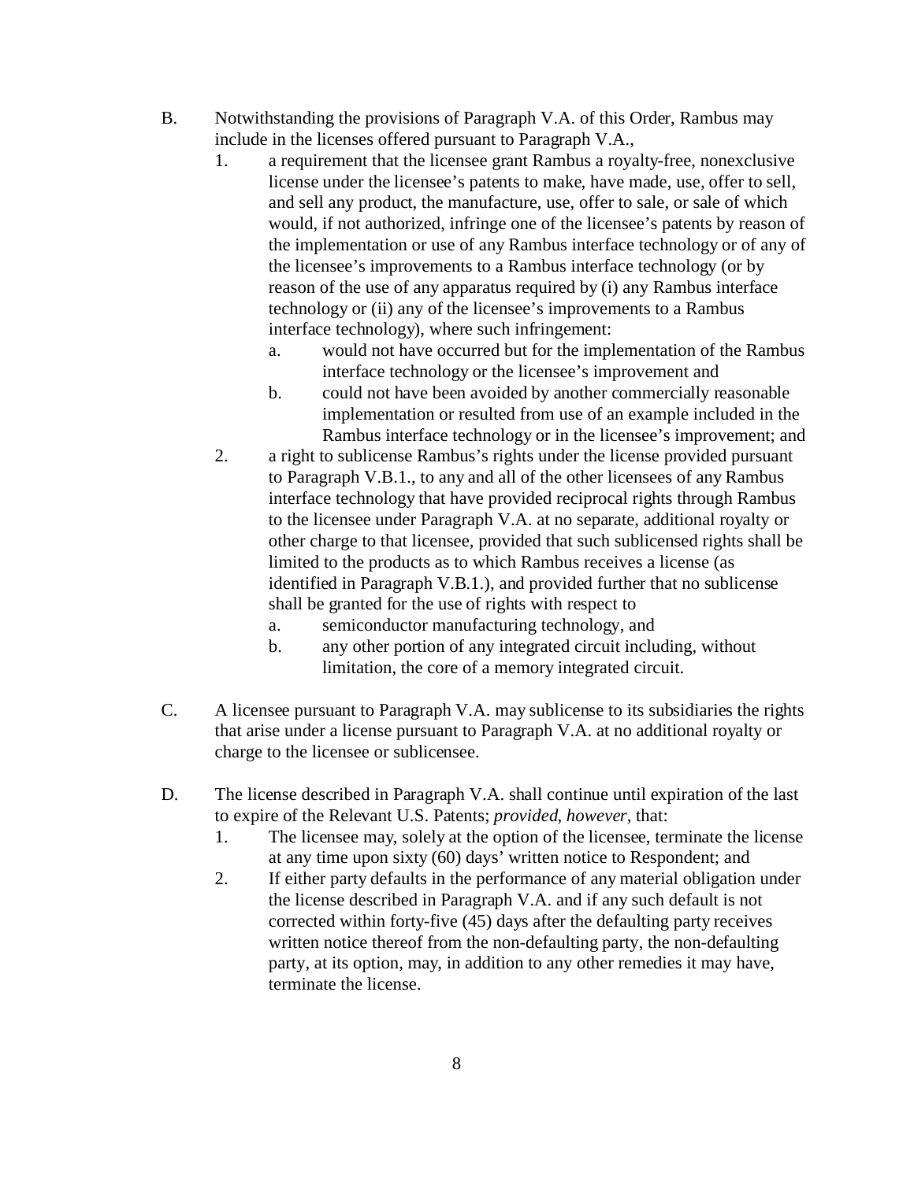B. Notwithstanding the provisions of Paragraph V.A. of this Order, Rambus may include in the licenses offered pursuant to Paragraph V.A.,

   1. a requirement that the licensee grant Rambus a royalty-free, nonexclusive license under the licensee's patents to make, have made, use, offer to sell, and sell any product, the manufacture, use, offer to sale, or sale of which would, if not authorized, infringe one of the licensee's patents by reason of the implementation or use of any Rambus interface technology or of any of the licensee's improvements to a Rambus interface technology (or by reason of the use of any apparatus required by (i) any Rambus interface technology or (ii) any of the licensee's improvements to a Rambus interface technology), where such infringement:

      a. would not have occurred but for the implementation of the Rambus interface technology or the licensee's improvement and

      b. could not have been avoided by another commercially reasonable implementation or resulted from use of an example included in the Rambus interface technology or in the licensee's improvement; and

   2. a right to sublicense Rambus's rights under the license provided pursuant to Paragraph V.B.1., to any and all of the other licensees of any Rambus interface technology that have provided reciprocal rights through Rambus to the licensee under Paragraph V.A. at no separate, additional royalty or other charge to that licensee, provided that such sublicensed rights shall be limited to the products as to which Rambus receives a license (as identified in Paragraph V.B.1.), and provided further that no sublicense shall be granted for the use of rights with respect to

      a. semiconductor manufacturing technology, and

      b. any other portion of any integrated circuit including, without limitation, the core of a memory integrated circuit.

C. A licensee pursuant to Paragraph V.A. may sublicense to its subsidiaries the rights that arise under a license pursuant to Paragraph V.A. at no additional royalty or charge to the licensee or sublicensee.

D. The license described in Paragraph V.A. shall continue until expiration of the last to expire of the Relevant U.S. Patents; *provided, however,* that:

   1. The licensee may, solely at the option of the licensee, terminate the license at any time upon sixty (60) days' written notice to Respondent; and

   2. If either party defaults in the performance of any material obligation under the license described in Paragraph V.A. and if any such default is not corrected within forty-five (45) days after the defaulting party receives written notice thereof from the non-defaulting party, the non-defaulting party, at its option, may, in addition to any other remedies it may have, terminate the license.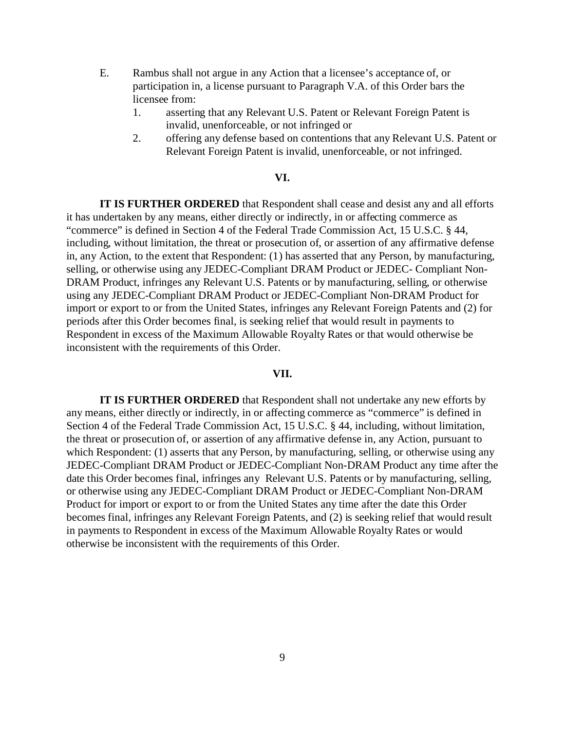E. Rambus shall not argue in any Action that a licensee's acceptance of, or participation in, a license pursuant to Paragraph V.A. of this Order bars the licensee from:

1. asserting that any Relevant U.S. Patent or Relevant Foreign Patent is invalid, unenforceable, or not infringed or
2. offering any defense based on contentions that any Relevant U.S. Patent or Relevant Foreign Patent is invalid, unenforceable, or not infringed.

**VI.**

**IT IS FURTHER ORDERED** that Respondent shall cease and desist any and all efforts it has undertaken by any means, either directly or indirectly, in or affecting commerce as "commerce" is defined in Section 4 of the Federal Trade Commission Act, 15 U.S.C. § 44, including, without limitation, the threat or prosecution of, or assertion of any affirmative defense in, any Action, to the extent that Respondent: (1) has asserted that any Person, by manufacturing, selling, or otherwise using any JEDEC-Compliant DRAM Product or JEDEC- Compliant Non-DRAM Product, infringes any Relevant U.S. Patents or by manufacturing, selling, or otherwise using any JEDEC-Compliant DRAM Product or JEDEC-Compliant Non-DRAM Product for import or export to or from the United States, infringes any Relevant Foreign Patents and (2) for periods after this Order becomes final, is seeking relief that would result in payments to Respondent in excess of the Maximum Allowable Royalty Rates or that would otherwise be inconsistent with the requirements of this Order.

**VII.**

**IT IS FURTHER ORDERED** that Respondent shall not undertake any new efforts by any means, either directly or indirectly, in or affecting commerce as "commerce" is defined in Section 4 of the Federal Trade Commission Act, 15 U.S.C. § 44, including, without limitation, the threat or prosecution of, or assertion of any affirmative defense in, any Action, pursuant to which Respondent: (1) asserts that any Person, by manufacturing, selling, or otherwise using any JEDEC-Compliant DRAM Product or JEDEC-Compliant Non-DRAM Product any time after the date this Order becomes final, infringes any Relevant U.S. Patents or by manufacturing, selling, or otherwise using any JEDEC-Compliant DRAM Product or JEDEC-Compliant Non-DRAM Product for import or export to or from the United States any time after the date this Order becomes final, infringes any Relevant Foreign Patents, and (2) is seeking relief that would result in payments to Respondent in excess of the Maximum Allowable Royalty Rates or would otherwise be inconsistent with the requirements of this Order.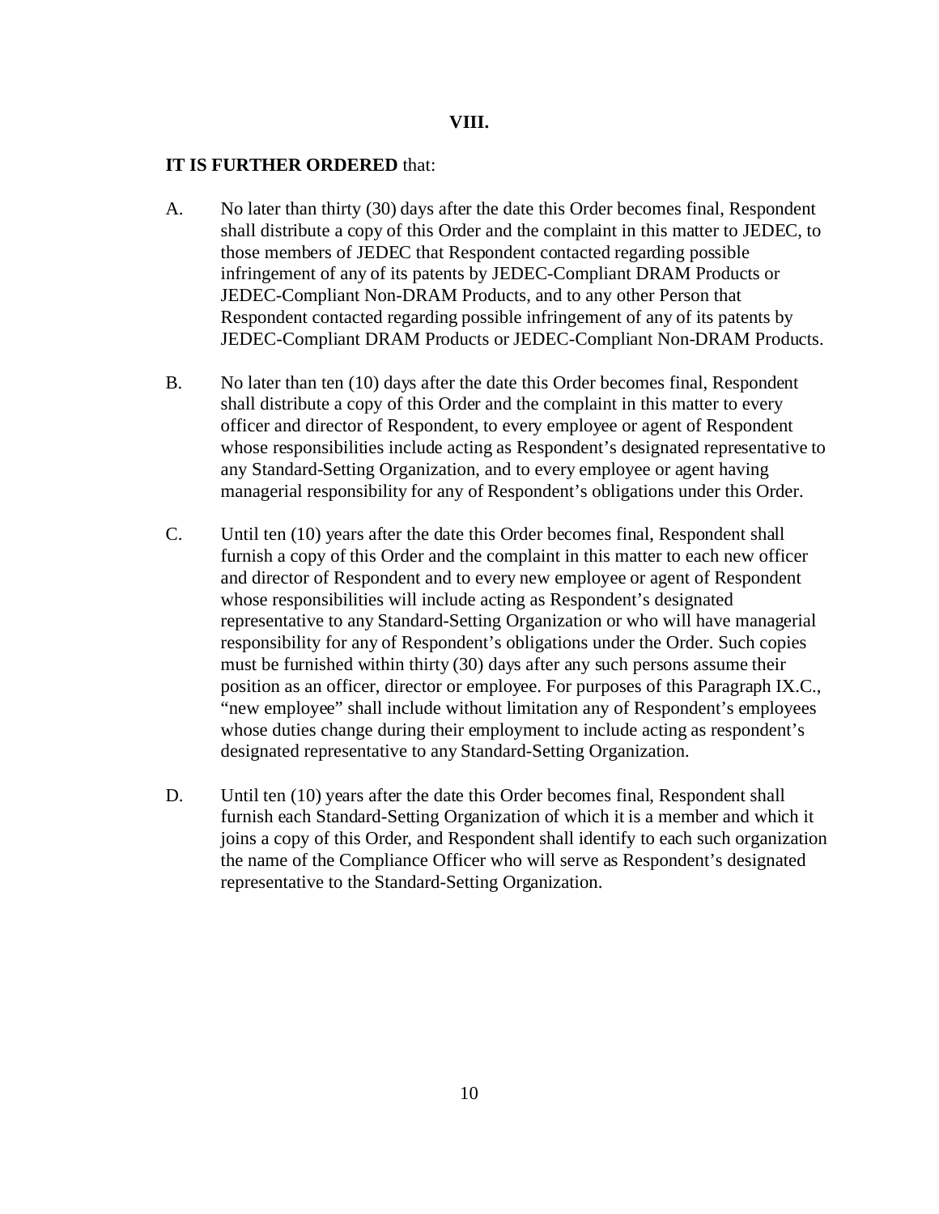## VIII.

**IT IS FURTHER ORDERED** that:

A. No later than thirty (30) days after the date this Order becomes final, Respondent shall distribute a copy of this Order and the complaint in this matter to JEDEC, to those members of JEDEC that Respondent contacted regarding possible infringement of any of its patents by JEDEC-Compliant DRAM Products or JEDEC-Compliant Non-DRAM Products, and to any other Person that Respondent contacted regarding possible infringement of any of its patents by JEDEC-Compliant DRAM Products or JEDEC-Compliant Non-DRAM Products.

B. No later than ten (10) days after the date this Order becomes final, Respondent shall distribute a copy of this Order and the complaint in this matter to every officer and director of Respondent, to every employee or agent of Respondent whose responsibilities include acting as Respondent's designated representative to any Standard-Setting Organization, and to every employee or agent having managerial responsibility for any of Respondent's obligations under this Order.

C. Until ten (10) years after the date this Order becomes final, Respondent shall furnish a copy of this Order and the complaint in this matter to each new officer and director of Respondent and to every new employee or agent of Respondent whose responsibilities will include acting as Respondent's designated representative to any Standard-Setting Organization or who will have managerial responsibility for any of Respondent's obligations under the Order. Such copies must be furnished within thirty (30) days after any such persons assume their position as an officer, director or employee. For purposes of this Paragraph IX.C., "new employee" shall include without limitation any of Respondent's employees whose duties change during their employment to include acting as respondent's designated representative to any Standard-Setting Organization.

D. Until ten (10) years after the date this Order becomes final, Respondent shall furnish each Standard-Setting Organization of which it is a member and which it joins a copy of this Order, and Respondent shall identify to each such organization the name of the Compliance Officer who will serve as Respondent's designated representative to the Standard-Setting Organization.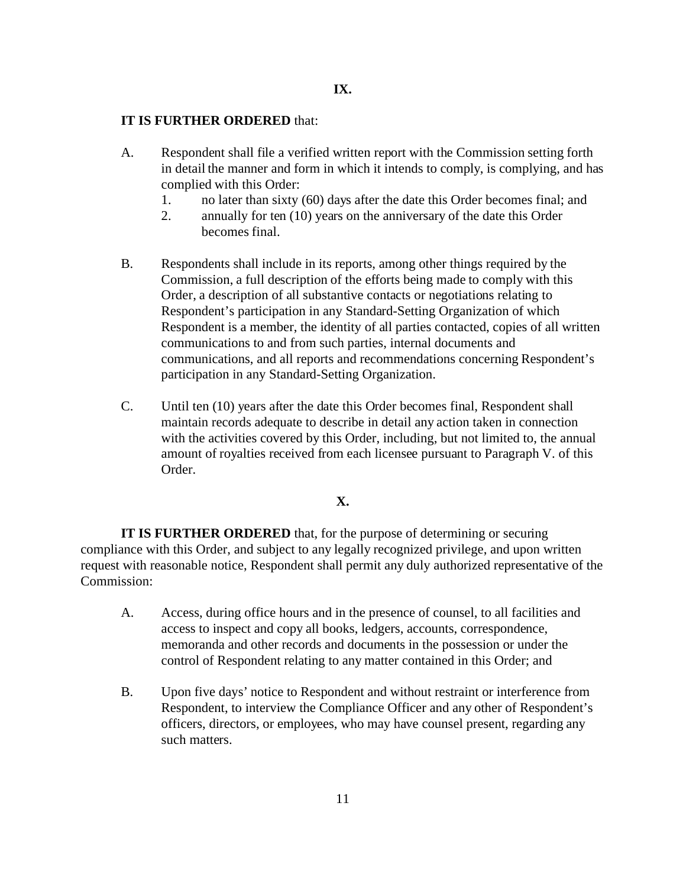**IX.**

**IT IS FURTHER ORDERED** that:

A. Respondent shall file a verified written report with the Commission setting forth in detail the manner and form in which it intends to comply, is complying, and has complied with this Order:

   1. no later than sixty (60) days after the date this Order becomes final; and
   2. annually for ten (10) years on the anniversary of the date this Order becomes final.

B. Respondents shall include in its reports, among other things required by the Commission, a full description of the efforts being made to comply with this Order, a description of all substantive contacts or negotiations relating to Respondent's participation in any Standard-Setting Organization of which Respondent is a member, the identity of all parties contacted, copies of all written communications to and from such parties, internal documents and communications, and all reports and recommendations concerning Respondent's participation in any Standard-Setting Organization.

C. Until ten (10) years after the date this Order becomes final, Respondent shall maintain records adequate to describe in detail any action taken in connection with the activities covered by this Order, including, but not limited to, the annual amount of royalties received from each licensee pursuant to Paragraph V. of this Order.

**X.**

**IT IS FURTHER ORDERED** that, for the purpose of determining or securing compliance with this Order, and subject to any legally recognized privilege, and upon written request with reasonable notice, Respondent shall permit any duly authorized representative of the Commission:

A. Access, during office hours and in the presence of counsel, to all facilities and access to inspect and copy all books, ledgers, accounts, correspondence, memoranda and other records and documents in the possession or under the control of Respondent relating to any matter contained in this Order; and

B. Upon five days' notice to Respondent and without restraint or interference from Respondent, to interview the Compliance Officer and any other of Respondent's officers, directors, or employees, who may have counsel present, regarding any such matters.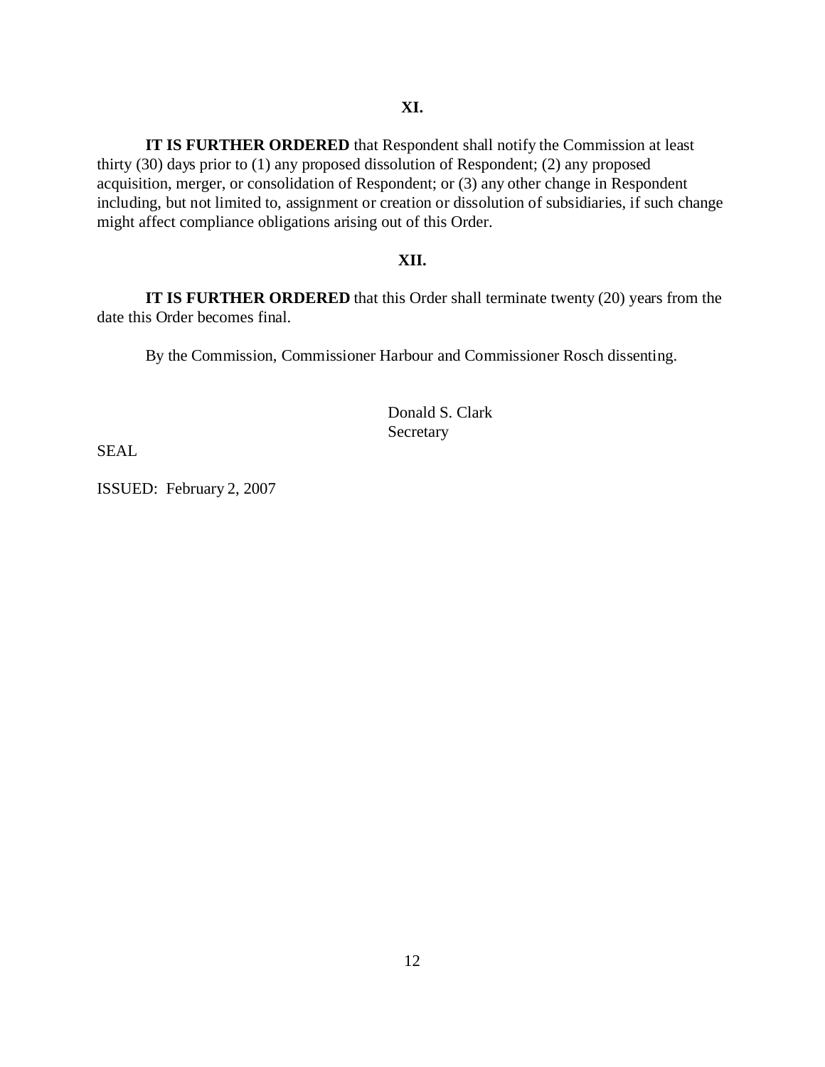### XI.

**IT IS FURTHER ORDERED** that Respondent shall notify the Commission at least thirty (30) days prior to (1) any proposed dissolution of Respondent; (2) any proposed acquisition, merger, or consolidation of Respondent; or (3) any other change in Respondent including, but not limited to, assignment or creation or dissolution of subsidiaries, if such change might affect compliance obligations arising out of this Order.

### XII.

**IT IS FURTHER ORDERED** that this Order shall terminate twenty (20) years from the date this Order becomes final.

By the Commission, Commissioner Harbour and Commissioner Rosch dissenting.

Donald S. Clark
Secretary

SEAL

ISSUED: February 2, 2007